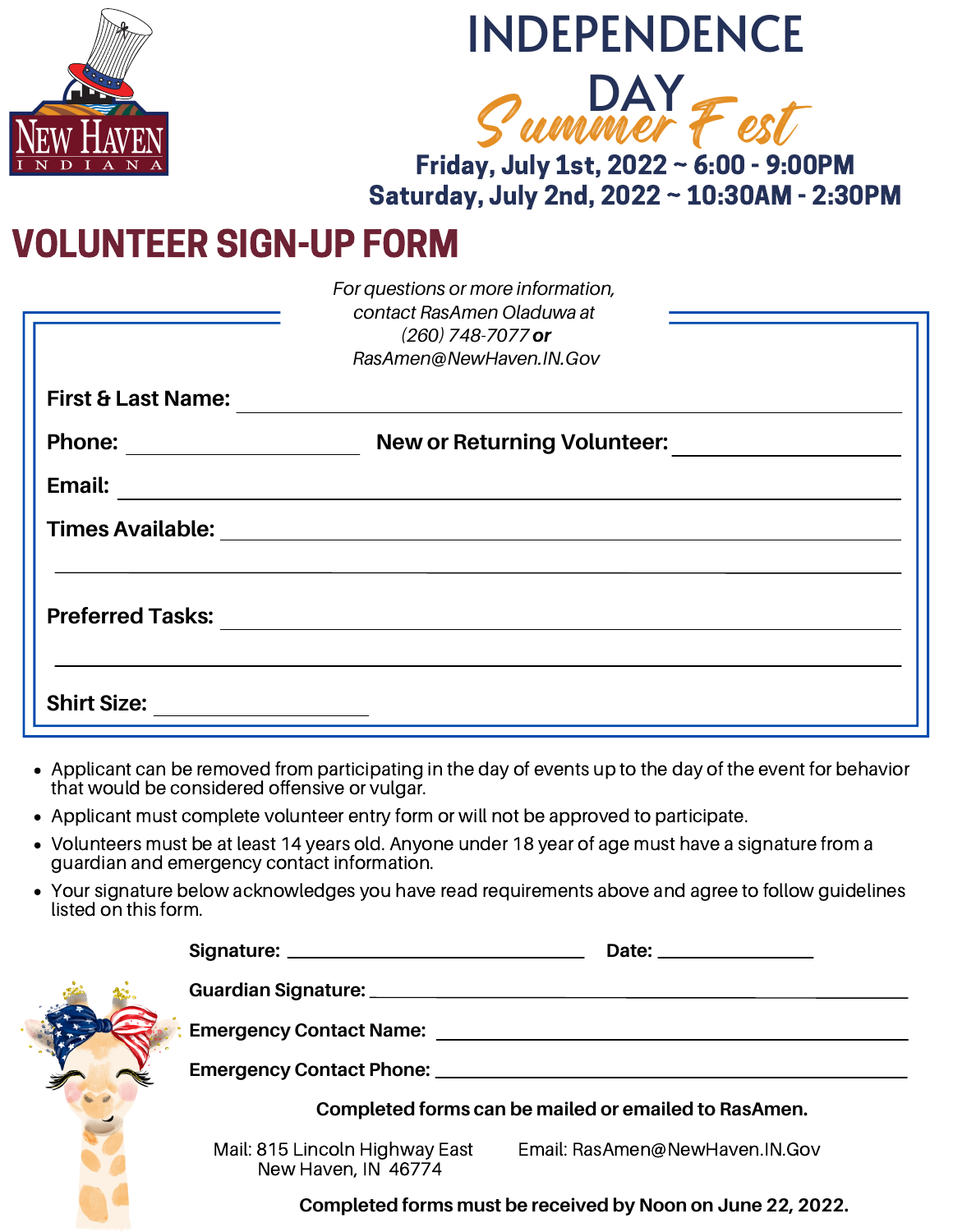NEW HAVEN
INDIANA

# INDEPENDENCE DAY *Summer Fest*

**Friday, July 1st, 2022 ~ 6:00 - 9:00PM**
**Saturday, July 2nd, 2022 ~ 10:30AM - 2:30PM**

## VOLUNTEER SIGN-UP FORM

*For questions or more information, contact RasAmen Oladuwa at (260) 748-7077* ***or*** *RasAmen@NewHaven.IN.Gov*

**First & Last Name:** ______________________________

**Phone:** ____________________ **New or Returning Volunteer:** ____________________

**Email:** ______________________________

**Times Available:** ______________________________

______________________________

**Preferred Tasks:** ______________________________

______________________________

**Shirt Size:** ____________________

- Applicant can be removed from participating in the day of events up to the day of the event for behavior that would be considered offensive or vulgar.
- Applicant must complete volunteer entry form or will not be approved to participate.
- Volunteers must be at least 14 years old. Anyone under 18 year of age must have a signature from a guardian and emergency contact information.
- Your signature below acknowledges you have read requirements above and agree to follow guidelines listed on this form.

**Signature:** ____________________ **Date:** ____________

**Guardian Signature:** ______________________________

**Emergency Contact Name:** ______________________________

**Emergency Contact Phone:** ______________________________

**Completed forms can be mailed or emailed to RasAmen.**

Mail: 815 Lincoln Highway East
New Haven, IN 46774

Email: RasAmen@NewHaven.IN.Gov

**Completed forms must be received by Noon on June 22, 2022.**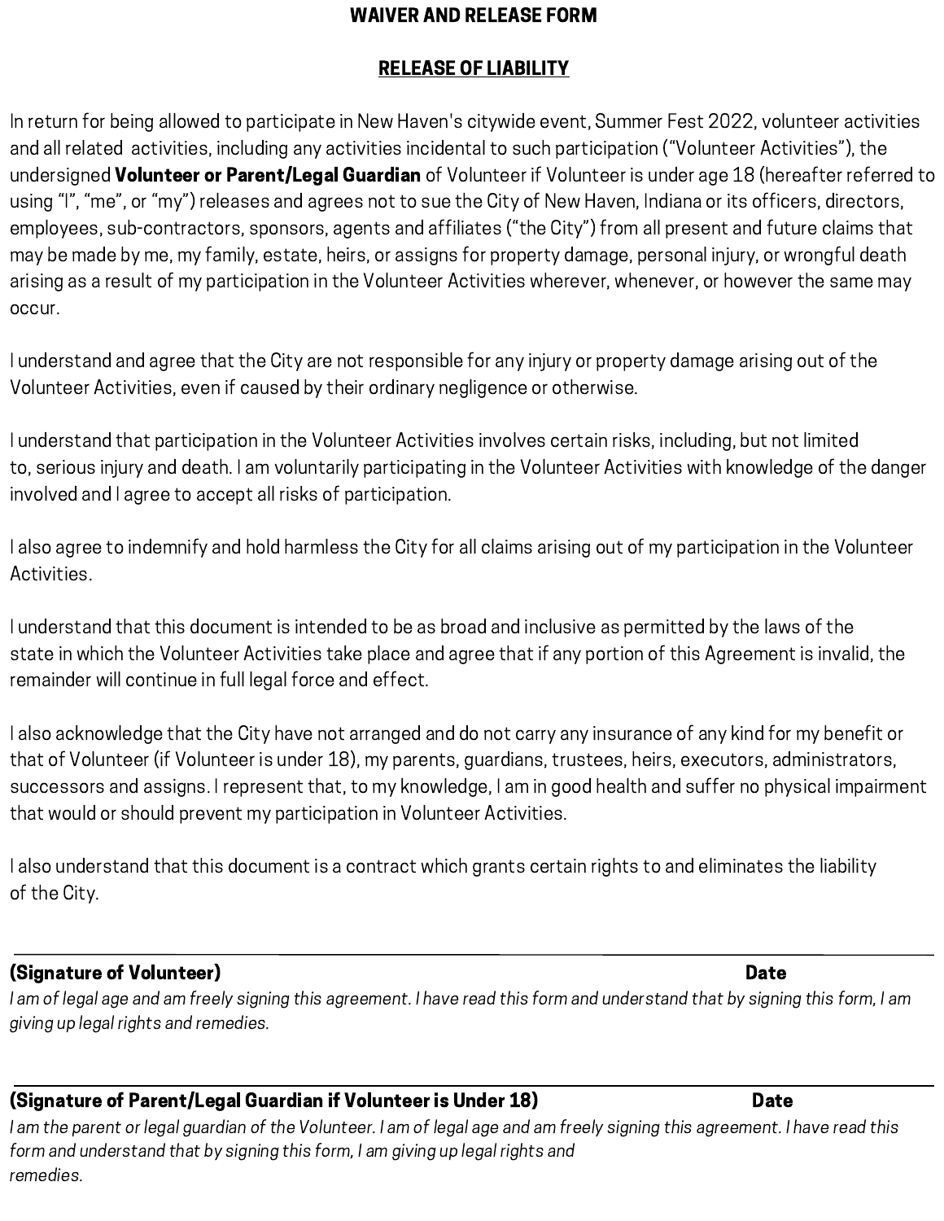# WAIVER AND RELEASE FORM

## RELEASE OF LIABILITY

In return for being allowed to participate in New Haven's citywide event, Summer Fest 2022, volunteer activities and all related activities, including any activities incidental to such participation ("Volunteer Activities"), the undersigned **Volunteer or Parent/Legal Guardian** of Volunteer if Volunteer is under age 18 (hereafter referred to using "I", "me", or "my") releases and agrees not to sue the City of New Haven, Indiana or its officers, directors, employees, sub-contractors, sponsors, agents and affiliates ("the City") from all present and future claims that may be made by me, my family, estate, heirs, or assigns for property damage, personal injury, or wrongful death arising as a result of my participation in the Volunteer Activities wherever, whenever, or however the same may occur.

I understand and agree that the City are not responsible for any injury or property damage arising out of the Volunteer Activities, even if caused by their ordinary negligence or otherwise.

I understand that participation in the Volunteer Activities involves certain risks, including, but not limited to, serious injury and death. I am voluntarily participating in the Volunteer Activities with knowledge of the danger involved and I agree to accept all risks of participation.

I also agree to indemnify and hold harmless the City for all claims arising out of my participation in the Volunteer Activities.

I understand that this document is intended to be as broad and inclusive as permitted by the laws of the state in which the Volunteer Activities take place and agree that if any portion of this Agreement is invalid, the remainder will continue in full legal force and effect.

I also acknowledge that the City have not arranged and do not carry any insurance of any kind for my benefit or that of Volunteer (if Volunteer is under 18), my parents, guardians, trustees, heirs, executors, administrators, successors and assigns. I represent that, to my knowledge, I am in good health and suffer no physical impairment that would or should prevent my participation in Volunteer Activities.

I also understand that this document is a contract which grants certain rights to and eliminates the liability of the City.

---

**(Signature of Volunteer)** **Date**

*I am of legal age and am freely signing this agreement. I have read this form and understand that by signing this form, I am giving up legal rights and remedies.*

---

**(Signature of Parent/Legal Guardian if Volunteer is Under 18)** **Date**

*I am the parent or legal guardian of the Volunteer. I am of legal age and am freely signing this agreement. I have read this form and understand that by signing this form, I am giving up legal rights and remedies.*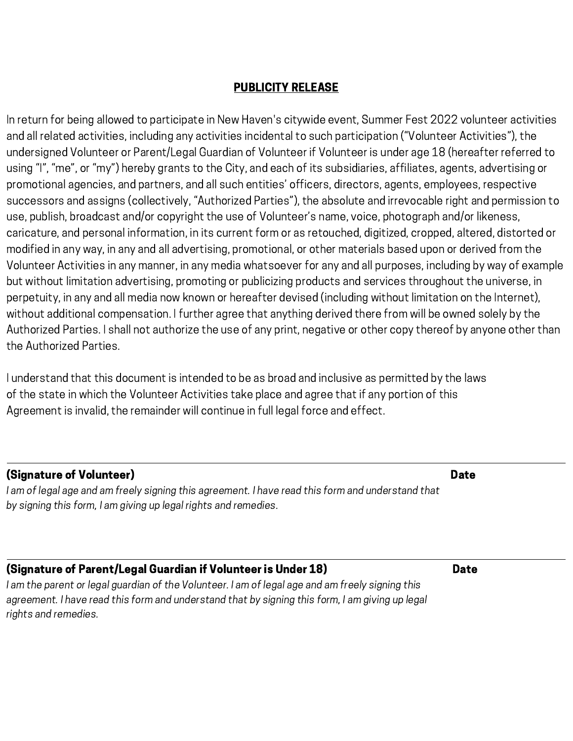## PUBLICITY RELEASE

In return for being allowed to participate in New Haven's citywide event, Summer Fest 2022 volunteer activities and all related activities, including any activities incidental to such participation ("Volunteer Activities"), the undersigned Volunteer or Parent/Legal Guardian of Volunteer if Volunteer is under age 18 (hereafter referred to using "I", "me", or "my") hereby grants to the City, and each of its subsidiaries, affiliates, agents, advertising or promotional agencies, and partners, and all such entities' officers, directors, agents, employees, respective successors and assigns (collectively, "Authorized Parties"), the absolute and irrevocable right and permission to use, publish, broadcast and/or copyright the use of Volunteer's name, voice, photograph and/or likeness, caricature, and personal information, in its current form or as retouched, digitized, cropped, altered, distorted or modified in any way, in any and all advertising, promotional, or other materials based upon or derived from the Volunteer Activities in any manner, in any media whatsoever for any and all purposes, including by way of example but without limitation advertising, promoting or publicizing products and services throughout the universe, in perpetuity, in any and all media now known or hereafter devised (including without limitation on the Internet), without additional compensation. I further agree that anything derived there from will be owned solely by the Authorized Parties. I shall not authorize the use of any print, negative or other copy thereof by anyone other than the Authorized Parties.

I understand that this document is intended to be as broad and inclusive as permitted by the laws of the state in which the Volunteer Activities take place and agree that if any portion of this Agreement is invalid, the remainder will continue in full legal force and effect.

---

**(Signature of Volunteer)** **Date**

*I am of legal age and am freely signing this agreement. I have read this form and understand that by signing this form, I am giving up legal rights and remedies.*

---

**(Signature of Parent/Legal Guardian if Volunteer is Under 18)** **Date**

*I am the parent or legal guardian of the Volunteer. I am of legal age and am freely signing this agreement. I have read this form and understand that by signing this form, I am giving up legal rights and remedies.*